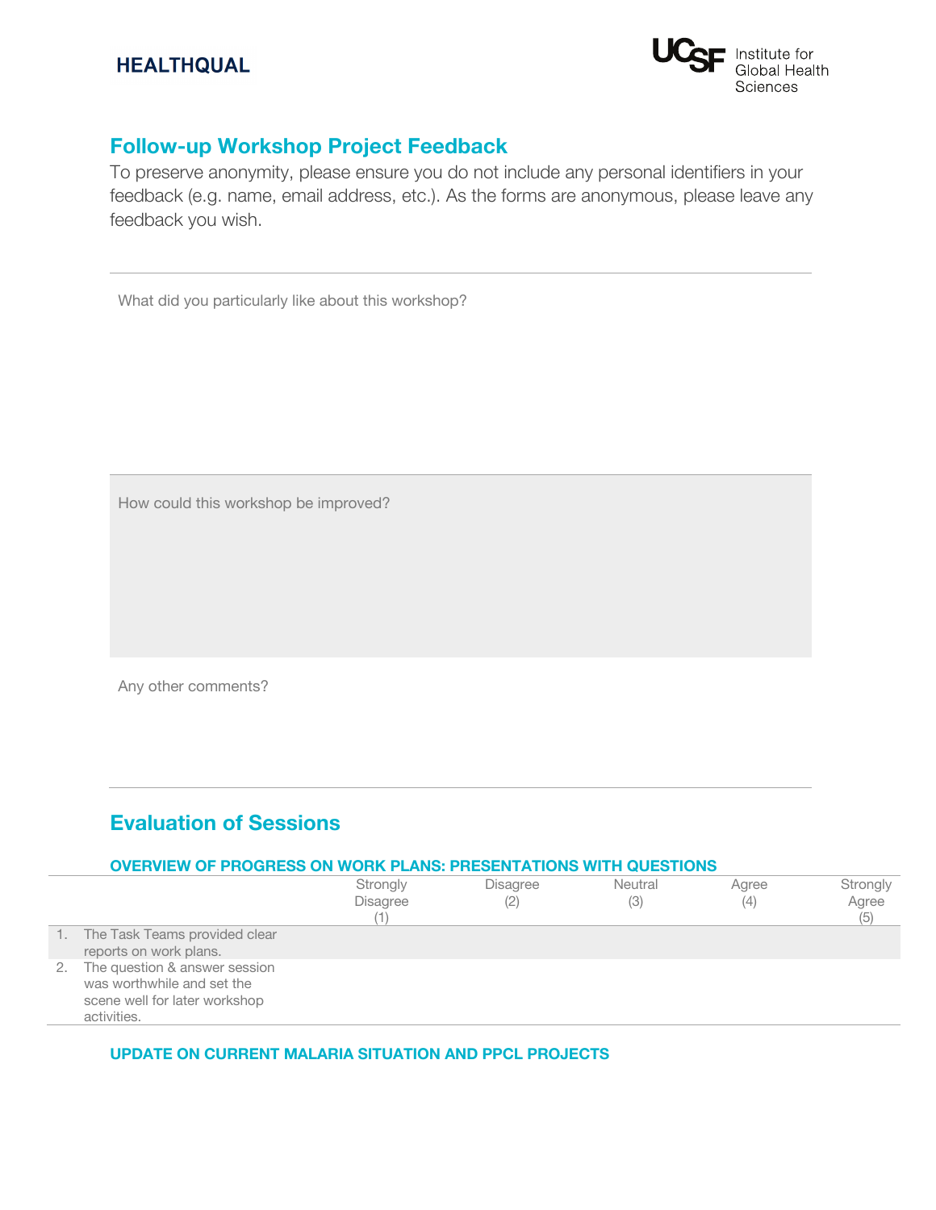HEALTHQUAL

UCSF Institute for Global Health Sciences

## Follow-up Workshop Project Feedback

To preserve anonymity, please ensure you do not include any personal identifiers in your feedback (e.g. name, email address, etc.). As the forms are anonymous, please leave any feedback you wish.

---

What did you particularly like about this workshop?

How could this workshop be improved?

Any other comments?

---

## Evaluation of Sessions

### OVERVIEW OF PROGRESS ON WORK PLANS: PRESENTATIONS WITH QUESTIONS

| | Strongly Disagree (1) | Disagree (2) | Neutral (3) | Agree (4) | Strongly Agree (5) |
|---|---|---|---|---|---|
| 1. The Task Teams provided clear reports on work plans. | | | | | |
| 2. The question & answer session was worthwhile and set the scene well for later workshop activities. | | | | | |

### UPDATE ON CURRENT MALARIA SITUATION AND PPCL PROJECTS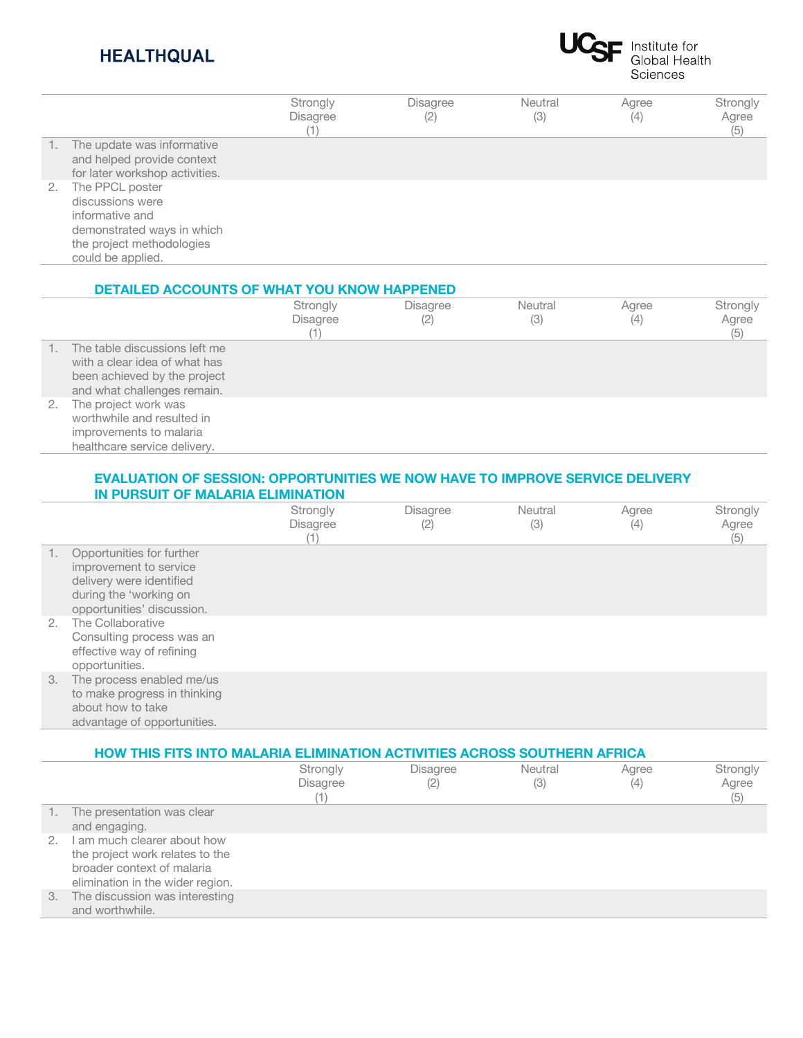| | Strongly Disagree (1) | Disagree (2) | Neutral (3) | Agree (4) | Strongly Agree (5) |
|---|---|---|---|---|---|
| 1. The update was informative and helped provide context for later workshop activities. | | | | | |
| 2. The PPCL poster discussions were informative and demonstrated ways in which the project methodologies could be applied. | | | | | |

## DETAILED ACCOUNTS OF WHAT YOU KNOW HAPPENED

| | Strongly Disagree (1) | Disagree (2) | Neutral (3) | Agree (4) | Strongly Agree (5) |
|---|---|---|---|---|---|
| 1. The table discussions left me with a clear idea of what has been achieved by the project and what challenges remain. | | | | | |
| 2. The project work was worthwhile and resulted in improvements to malaria healthcare service delivery. | | | | | |

## EVALUATION OF SESSION: OPPORTUNITIES WE NOW HAVE TO IMPROVE SERVICE DELIVERY IN PURSUIT OF MALARIA ELIMINATION

| | Strongly Disagree (1) | Disagree (2) | Neutral (3) | Agree (4) | Strongly Agree (5) |
|---|---|---|---|---|---|
| 1. Opportunities for further improvement to service delivery were identified during the 'working on opportunities' discussion. | | | | | |
| 2. The Collaborative Consulting process was an effective way of refining opportunities. | | | | | |
| 3. The process enabled me/us to make progress in thinking about how to take advantage of opportunities. | | | | | |

## HOW THIS FITS INTO MALARIA ELIMINATION ACTIVITIES ACROSS SOUTHERN AFRICA

| | Strongly Disagree (1) | Disagree (2) | Neutral (3) | Agree (4) | Strongly Agree (5) |
|---|---|---|---|---|---|
| 1. The presentation was clear and engaging. | | | | | |
| 2. I am much clearer about how the project work relates to the broader context of malaria elimination in the wider region. | | | | | |
| 3. The discussion was interesting and worthwhile. | | | | | |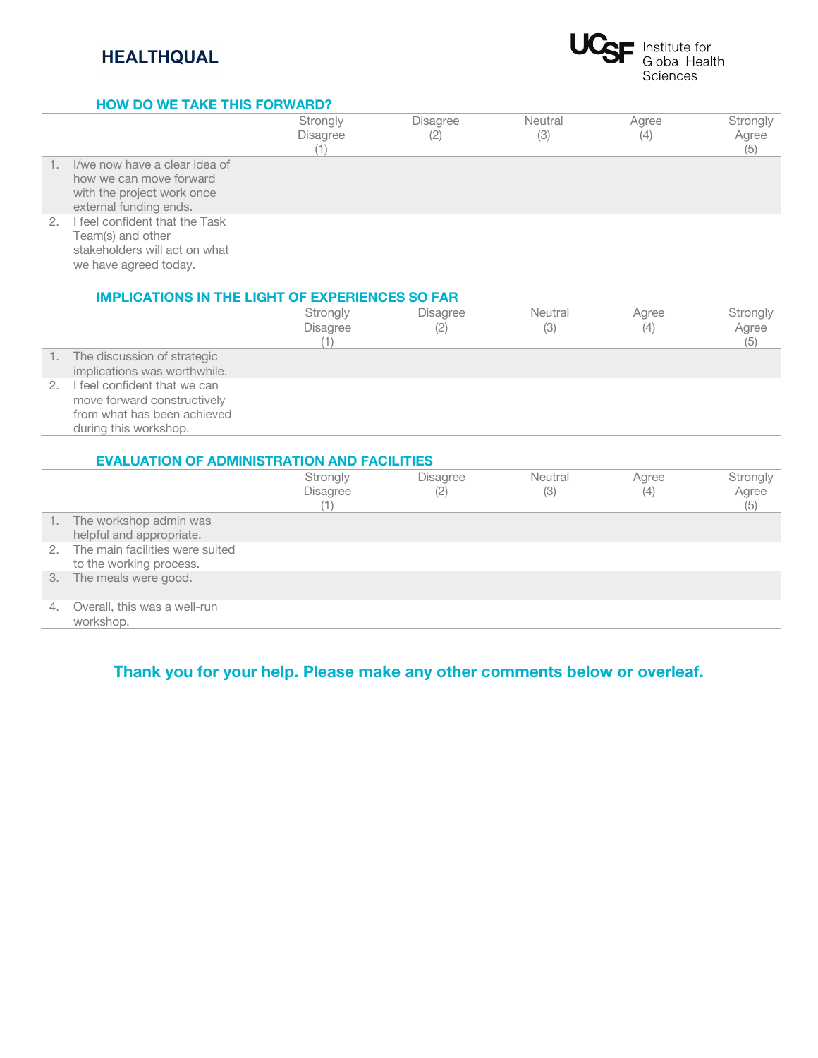HEALTHQUAL

UCSF Institute for Global Health Sciences

### HOW DO WE TAKE THIS FORWARD?

| | Strongly Disagree (1) | Disagree (2) | Neutral (3) | Agree (4) | Strongly Agree (5) |
|---|---|---|---|---|---|
| 1. I/we now have a clear idea of how we can move forward with the project work once external funding ends. | | | | | |
| 2. I feel confident that the Task Team(s) and other stakeholders will act on what we have agreed today. | | | | | |

### IMPLICATIONS IN THE LIGHT OF EXPERIENCES SO FAR

| | Strongly Disagree (1) | Disagree (2) | Neutral (3) | Agree (4) | Strongly Agree (5) |
|---|---|---|---|---|---|
| 1. The discussion of strategic implications was worthwhile. | | | | | |
| 2. I feel confident that we can move forward constructively from what has been achieved during this workshop. | | | | | |

### EVALUATION OF ADMINISTRATION AND FACILITIES

| | Strongly Disagree (1) | Disagree (2) | Neutral (3) | Agree (4) | Strongly Agree (5) |
|---|---|---|---|---|---|
| 1. The workshop admin was helpful and appropriate. | | | | | |
| 2. The main facilities were suited to the working process. | | | | | |
| 3. The meals were good. | | | | | |
| 4. Overall, this was a well-run workshop. | | | | | |

**Thank you for your help. Please make any other comments below or overleaf.**